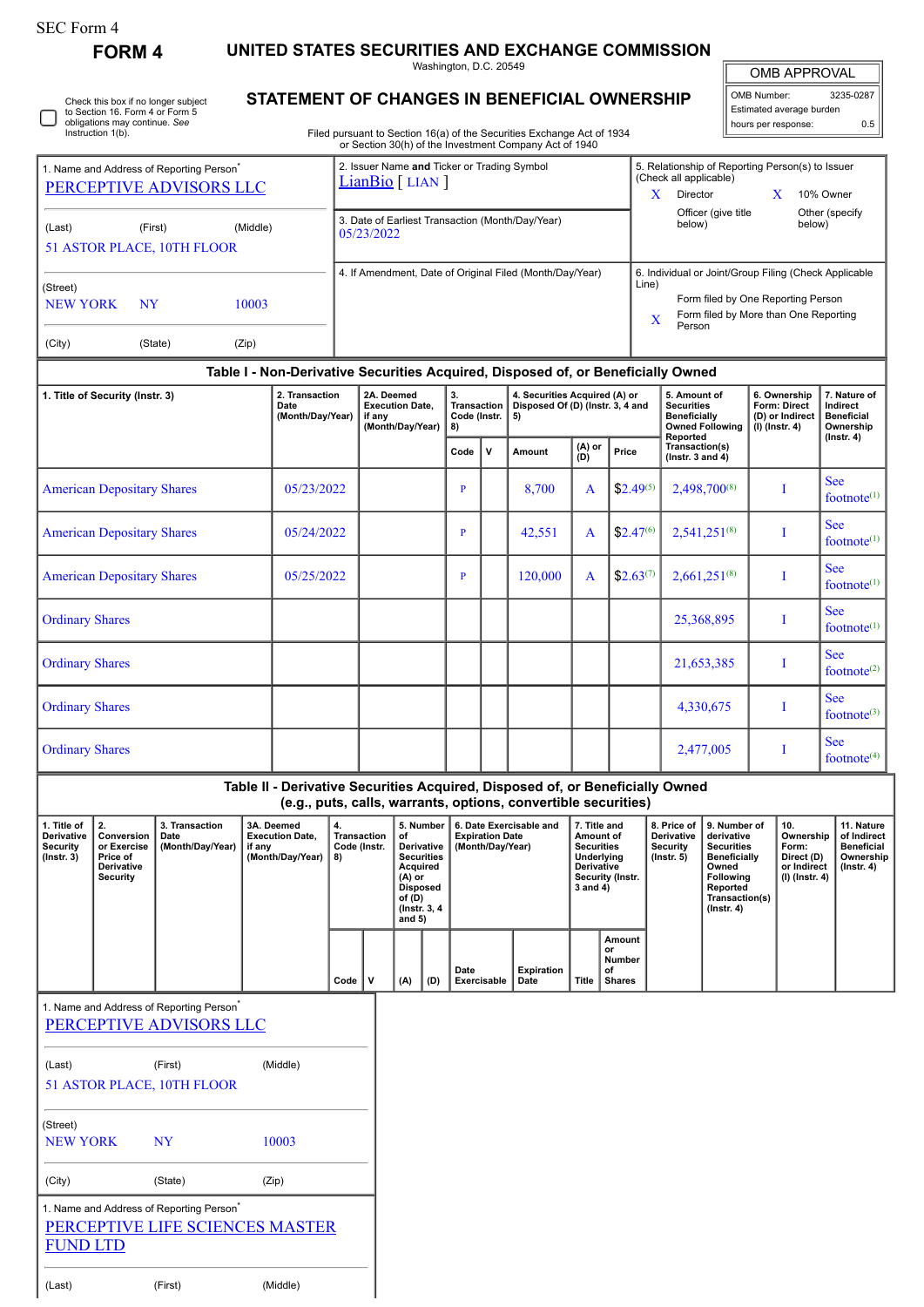SEC Form 4

**FORM 4**

# UNITED STATES SECURITIES AND EXCHANGE COMMISSION

Washington, D.C. 20549

## STATEMENT OF CHANGES IN BENEFICIAL OWNERSHIP

Check this box if no longer subject to Section 16. Form 4 or Form 5 obligations may continue. *See* Instruction 1(b).

Filed pursuant to Section 16(a) of the Securities Exchange Act of 1934 or Section 30(h) of the Investment Company Act of 1940

| OMB APPROVAL | |
|---|---|
| OMB Number: | 3235-0287 |
| Estimated average burden | |
| hours per response: | 0.5 |

1. Name and Address of Reporting Person*
PERCEPTIVE ADVISORS LLC

(Last) (First) (Middle)
51 ASTOR PLACE, 10TH FLOOR

(Street)
NEW YORK NY 10003

(City) (State) (Zip)

2. Issuer Name **and** Ticker or Trading Symbol
LianBio [ LIAN ]

3. Date of Earliest Transaction (Month/Day/Year)
05/23/2022

4. If Amendment, Date of Original Filed (Month/Day/Year)

5. Relationship of Reporting Person(s) to Issuer (Check all applicable)
X Director
X 10% Owner
Officer (give title below)
Other (specify below)

6. Individual or Joint/Group Filing (Check Applicable Line)
Form filed by One Reporting Person
X Form filed by More than One Reporting Person

### Table I - Non-Derivative Securities Acquired, Disposed of, or Beneficially Owned

| 1. Title of Security (Instr. 3) | 2. Transaction Date (Month/Day/Year) | 2A. Deemed Execution Date, if any (Month/Day/Year) | 3. Transaction Code (Instr. 8) | | 4. Securities Acquired (A) or Disposed Of (D) (Instr. 3, 4 and 5) | | | 5. Amount of Securities Beneficially Owned Following Reported Transaction(s) (Instr. 3 and 4) | 6. Ownership Form: Direct (D) or Indirect (I) (Instr. 4) | 7. Nature of Indirect Beneficial Ownership (Instr. 4) |
|---|---|---|---|---|---|---|---|---|---|---|
| | | | Code | V | Amount | (A) or (D) | Price | | | |
| American Depositary Shares | 05/23/2022 | | P | | 8,700 | A | $2.49[5] | 2,498,700[8] | I | See footnote[1] |
| American Depositary Shares | 05/24/2022 | | P | | 42,551 | A | $2.47[6] | 2,541,251[8] | I | See footnote[1] |
| American Depositary Shares | 05/25/2022 | | P | | 120,000 | A | $2.63[7] | 2,661,251[8] | I | See footnote[1] |
| Ordinary Shares | | | | | | | | 25,368,895 | I | See footnote[1] |
| Ordinary Shares | | | | | | | | 21,653,385 | I | See footnote[2] |
| Ordinary Shares | | | | | | | | 4,330,675 | I | See footnote[3] |
| Ordinary Shares | | | | | | | | 2,477,005 | I | See footnote[4] |

### Table II - Derivative Securities Acquired, Disposed of, or Beneficially Owned (e.g., puts, calls, warrants, options, convertible securities)

| 1. Title of Derivative Security (Instr. 3) | 2. Conversion or Exercise Price of Derivative Security | 3. Transaction Date (Month/Day/Year) | 3A. Deemed Execution Date, if any (Month/Day/Year) | 4. Transaction Code (Instr. 8) | | 5. Number of Derivative Securities Acquired (A) or Disposed of (D) (Instr. 3, 4 and 5) | | 6. Date Exercisable and Expiration Date (Month/Day/Year) | | 7. Title and Amount of Securities Underlying Derivative Security (Instr. 3 and 4) | | 8. Price of Derivative Security (Instr. 5) | 9. Number of derivative Securities Beneficially Owned Following Reported Transaction(s) (Instr. 4) | 10. Ownership Form: Direct (D) or Indirect (I) (Instr. 4) | 11. Nature of Indirect Beneficial Ownership (Instr. 4) |
|---|---|---|---|---|---|---|---|---|---|---|---|---|---|---|---|
| | | | | Code | V | (A) | (D) | Date Exercisable | Expiration Date | Title | Amount or Number of Shares | | | | |

1. Name and Address of Reporting Person*
PERCEPTIVE ADVISORS LLC

(Last) (First) (Middle)
51 ASTOR PLACE, 10TH FLOOR

(Street)
NEW YORK NY 10003

(City) (State) (Zip)

1. Name and Address of Reporting Person*
PERCEPTIVE LIFE SCIENCES MASTER FUND LTD

(Last) (First) (Middle)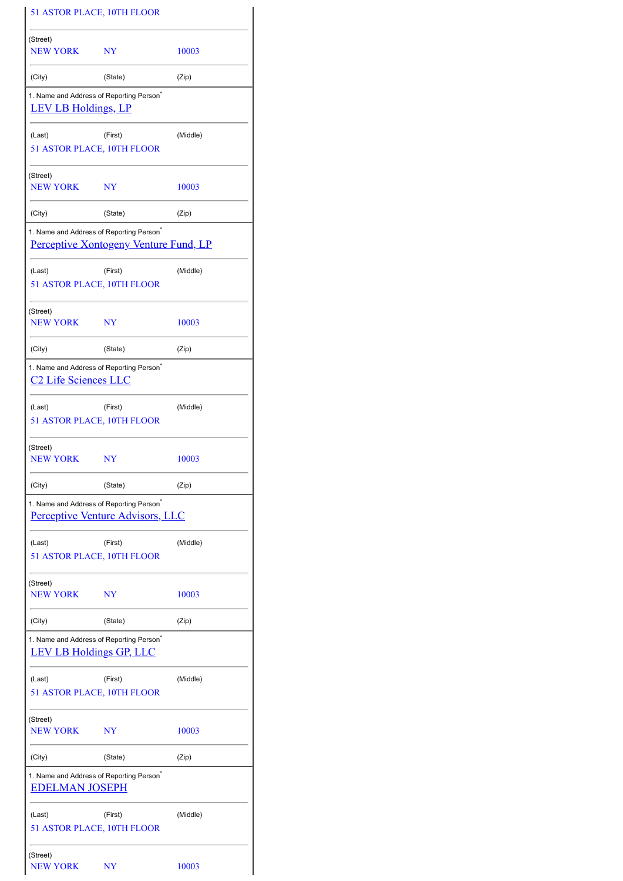51 ASTOR PLACE, 10TH FLOOR

| | | |
|---|---|---|
| (Street) | | |
| NEW YORK | NY | 10003 |
| (City) | (State) | (Zip) |

1. Name and Address of Reporting Person*

LEV LB Holdings, LP

| | | |
|---|---|---|
| (Last) | (First) | (Middle) |

51 ASTOR PLACE, 10TH FLOOR

| | | |
|---|---|---|
| (Street) | | |
| NEW YORK | NY | 10003 |
| (City) | (State) | (Zip) |

1. Name and Address of Reporting Person*

Perceptive Xontogeny Venture Fund, LP

| | | |
|---|---|---|
| (Last) | (First) | (Middle) |

51 ASTOR PLACE, 10TH FLOOR

| | | |
|---|---|---|
| (Street) | | |
| NEW YORK | NY | 10003 |
| (City) | (State) | (Zip) |

1. Name and Address of Reporting Person*

C2 Life Sciences LLC

| | | |
|---|---|---|
| (Last) | (First) | (Middle) |

51 ASTOR PLACE, 10TH FLOOR

| | | |
|---|---|---|
| (Street) | | |
| NEW YORK | NY | 10003 |
| (City) | (State) | (Zip) |

1. Name and Address of Reporting Person*

Perceptive Venture Advisors, LLC

| | | |
|---|---|---|
| (Last) | (First) | (Middle) |

51 ASTOR PLACE, 10TH FLOOR

| | | |
|---|---|---|
| (Street) | | |
| NEW YORK | NY | 10003 |
| (City) | (State) | (Zip) |

1. Name and Address of Reporting Person*

LEV LB Holdings GP, LLC

| | | |
|---|---|---|
| (Last) | (First) | (Middle) |

51 ASTOR PLACE, 10TH FLOOR

| | | |
|---|---|---|
| (Street) | | |
| NEW YORK | NY | 10003 |
| (City) | (State) | (Zip) |

1. Name and Address of Reporting Person*

EDELMAN JOSEPH

| | | |
|---|---|---|
| (Last) | (First) | (Middle) |

51 ASTOR PLACE, 10TH FLOOR

| | | |
|---|---|---|
| (Street) | | |
| NEW YORK | NY | 10003 |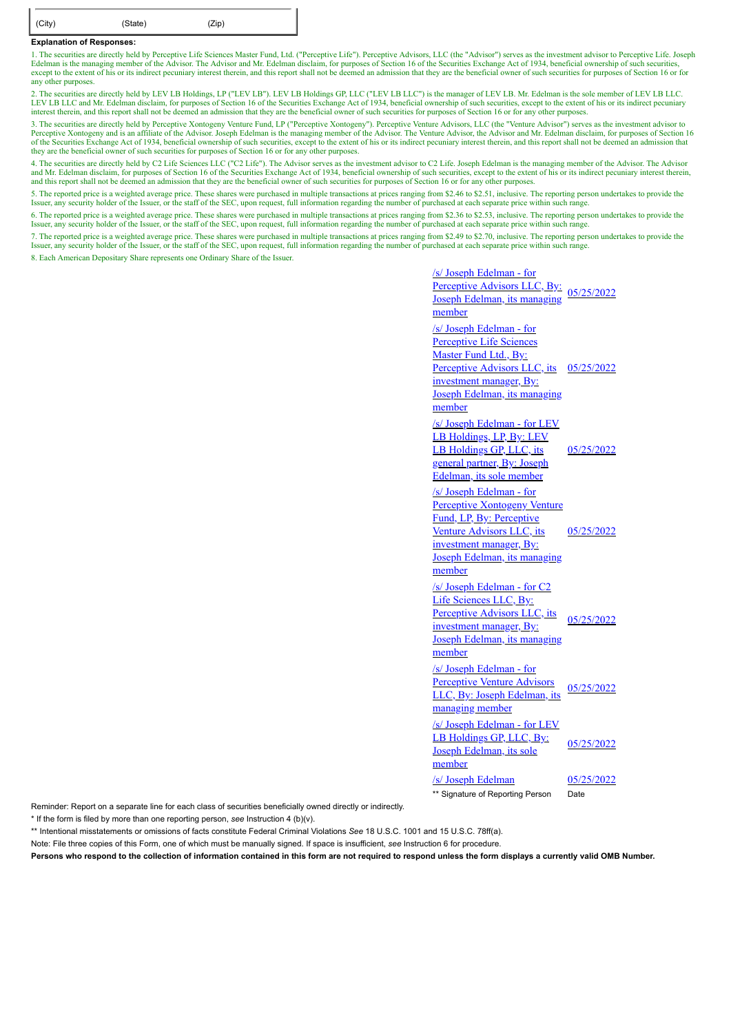| (City) | (State) | (Zip) |
|---|---|---|

**Explanation of Responses:**

1. The securities are directly held by Perceptive Life Sciences Master Fund, Ltd. ("Perceptive Life"). Perceptive Advisors, LLC (the "Advisor") serves as the investment advisor to Perceptive Life. Joseph Edelman is the managing member of the Advisor. The Advisor and Mr. Edelman disclaim, for purposes of Section 16 of the Securities Exchange Act of 1934, beneficial ownership of such securities, except to the extent of his or its indirect pecuniary interest therein, and this report shall not be deemed an admission that they are the beneficial owner of such securities for purposes of Section 16 or for any other purposes.

2. The securities are directly held by LEV LB Holdings, LP ("LEV LB"). LEV LB Holdings GP, LLC ("LEV LB LLC") is the manager of LEV LB. Mr. Edelman is the sole member of LEV LB LLC. LEV LB LLC and Mr. Edelman disclaim, for purposes of Section 16 of the Securities Exchange Act of 1934, beneficial ownership of such securities, except to the extent of his or its indirect pecuniary interest therein, and this report shall not be deemed an admission that they are the beneficial owner of such securities for purposes of Section 16 or for any other purposes.

3. The securities are directly held by Perceptive Xontogeny Venture Fund, LP ("Perceptive Xontogeny"). Perceptive Venture Advisors, LLC (the "Venture Advisor") serves as the investment advisor to Perceptive Xontogeny and is an affiliate of the Advisor. Joseph Edelman is the managing member of the Advisor. The Venture Advisor, the Advisor and Mr. Edelman disclaim, for purposes of Section 16 of the Securities Exchange Act of 1934, beneficial ownership of such securities, except to the extent of his or its indirect pecuniary interest therein, and this report shall not be deemed an admission that they are the beneficial owner of such securities for purposes of Section 16 or for any other purposes.

4. The securities are directly held by C2 Life Sciences LLC ("C2 Life"). The Advisor serves as the investment advisor to C2 Life. Joseph Edelman is the managing member of the Advisor. The Advisor and Mr. Edelman disclaim, for purposes of Section 16 of the Securities Exchange Act of 1934, beneficial ownership of such securities, except to the extent of his or its indirect pecuniary interest therein, and this report shall not be deemed an admission that they are the beneficial owner of such securities for purposes of Section 16 or for any other purposes.

5. The reported price is a weighted average price. These shares were purchased in multiple transactions at prices ranging from $2.46 to $2.51, inclusive. The reporting person undertakes to provide the Issuer, any security holder of the Issuer, or the staff of the SEC, upon request, full information regarding the number of purchased at each separate price within such range.

6. The reported price is a weighted average price. These shares were purchased in multiple transactions at prices ranging from $2.36 to $2.53, inclusive. The reporting person undertakes to provide the Issuer, any security holder of the Issuer, or the staff of the SEC, upon request, full information regarding the number of purchased at each separate price within such range.

7. The reported price is a weighted average price. These shares were purchased in multiple transactions at prices ranging from $2.49 to $2.70, inclusive. The reporting person undertakes to provide the Issuer, any security holder of the Issuer, or the staff of the SEC, upon request, full information regarding the number of purchased at each separate price within such range.

8. Each American Depositary Share represents one Ordinary Share of the Issuer.

| | |
|---|---|
| /s/ Joseph Edelman - for Perceptive Advisors LLC, By: Joseph Edelman, its managing member | 05/25/2022 |
| /s/ Joseph Edelman - for Perceptive Life Sciences Master Fund Ltd., By: Perceptive Advisors LLC, its investment manager, By: Joseph Edelman, its managing member | 05/25/2022 |
| /s/ Joseph Edelman - for LEV LB Holdings, LP, By: LEV LB Holdings GP, LLC, its general partner, By: Joseph Edelman, its sole member | 05/25/2022 |
| /s/ Joseph Edelman - for Perceptive Xontogeny Venture Fund, LP, By: Perceptive Venture Advisors LLC, its investment manager, By: Joseph Edelman, its managing member | 05/25/2022 |
| /s/ Joseph Edelman - for C2 Life Sciences LLC, By: Perceptive Advisors LLC, its investment manager, By: Joseph Edelman, its managing member | 05/25/2022 |
| /s/ Joseph Edelman - for Perceptive Venture Advisors LLC, By: Joseph Edelman, its managing member | 05/25/2022 |
| /s/ Joseph Edelman - for LEV LB Holdings GP, LLC, By: Joseph Edelman, its sole member | 05/25/2022 |
| /s/ Joseph Edelman | 05/25/2022 |
| ** Signature of Reporting Person | Date |

Reminder: Report on a separate line for each class of securities beneficially owned directly or indirectly.

* If the form is filed by more than one reporting person, *see* Instruction 4 (b)(v).

** Intentional misstatements or omissions of facts constitute Federal Criminal Violations *See* 18 U.S.C. 1001 and 15 U.S.C. 78ff(a).

Note: File three copies of this Form, one of which must be manually signed. If space is insufficient, *see* Instruction 6 for procedure.

**Persons who respond to the collection of information contained in this form are not required to respond unless the form displays a currently valid OMB Number.**